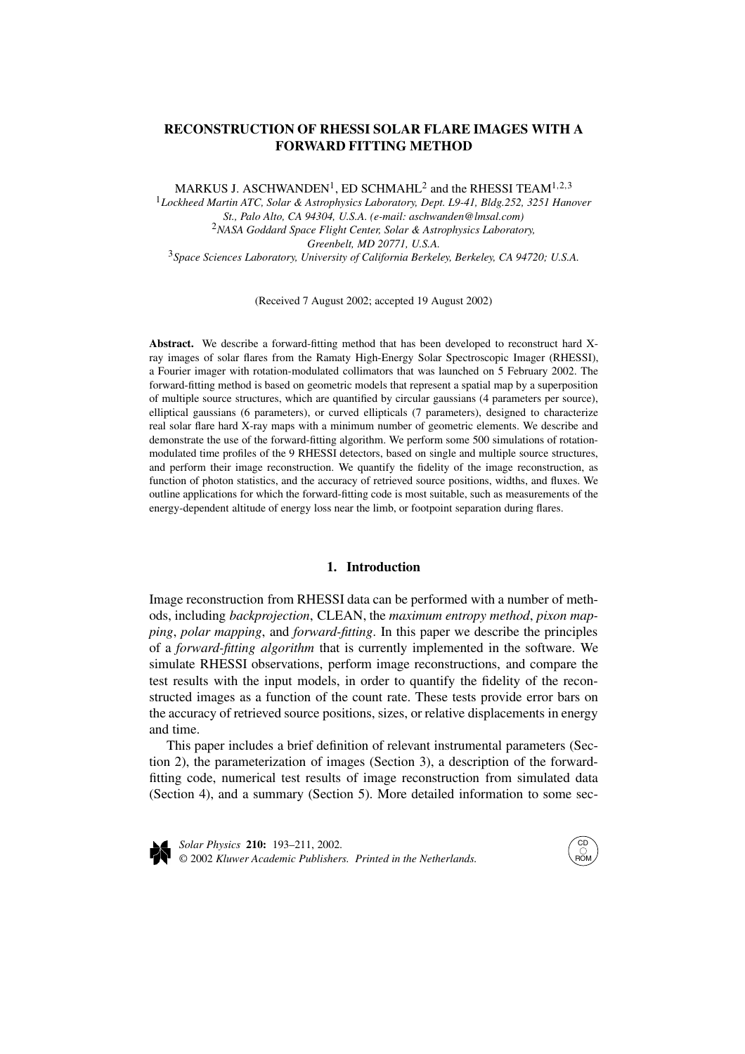# RECONSTRUCTION OF RHESSI SOLAR FLARE IMAGES WITH A FORWARD FITTING METHOD

MARKUS J. ASCHWANDEN[1], ED SCHMAHL[2] and the RHESSI TEAM[1,2,3]

[1] *Lockheed Martin ATC, Solar & Astrophysics Laboratory, Dept. L9-41, Bldg.252, 3251 Hanover St., Palo Alto, CA 94304, U.S.A. (e-mail: aschwanden@lmsal.com)*

[2] *NASA Goddard Space Flight Center, Solar & Astrophysics Laboratory, Greenbelt, MD 20771, U.S.A.*

[3] *Space Sciences Laboratory, University of California Berkeley, Berkeley, CA 94720; U.S.A.*

(Received 7 August 2002; accepted 19 August 2002)

**Abstract.** We describe a forward-fitting method that has been developed to reconstruct hard X-ray images of solar flares from the Ramaty High-Energy Solar Spectroscopic Imager (RHESSI), a Fourier imager with rotation-modulated collimators that was launched on 5 February 2002. The forward-fitting method is based on geometric models that represent a spatial map by a superposition of multiple source structures, which are quantified by circular gaussians (4 parameters per source), elliptical gaussians (6 parameters), or curved ellipticals (7 parameters), designed to characterize real solar flare hard X-ray maps with a minimum number of geometric elements. We describe and demonstrate the use of the forward-fitting algorithm. We perform some 500 simulations of rotation-modulated time profiles of the 9 RHESSI detectors, based on single and multiple source structures, and perform their image reconstruction. We quantify the fidelity of the image reconstruction, as function of photon statistics, and the accuracy of retrieved source positions, widths, and fluxes. We outline applications for which the forward-fitting code is most suitable, such as measurements of the energy-dependent altitude of energy loss near the limb, or footpoint separation during flares.

## 1. Introduction

Image reconstruction from RHESSI data can be performed with a number of methods, including *backprojection*, CLEAN, the *maximum entropy method*, *pixon mapping*, *polar mapping*, and *forward-fitting*. In this paper we describe the principles of a *forward-fitting algorithm* that is currently implemented in the software. We simulate RHESSI observations, perform image reconstructions, and compare the test results with the input models, in order to quantify the fidelity of the reconstructed images as a function of the count rate. These tests provide error bars on the accuracy of retrieved source positions, sizes, or relative displacements in energy and time.

This paper includes a brief definition of relevant instrumental parameters (Section 2), the parameterization of images (Section 3), a description of the forward-fitting code, numerical test results of image reconstruction from simulated data (Section 4), and a summary (Section 5). More detailed information to some sec-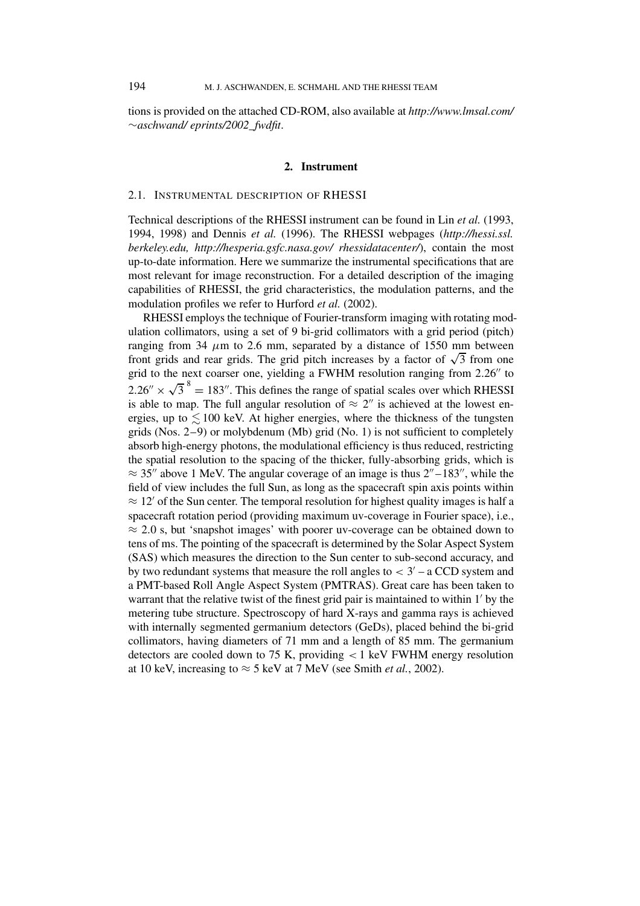tions is provided on the attached CD-ROM, also available at *http://www.lmsal.com/~aschwand/eprints/2002_fwdfit*.

## 2. Instrument

### 2.1. Instrumental Description of RHESSI

Technical descriptions of the RHESSI instrument can be found in Lin *et al.* (1993, 1994, 1998) and Dennis *et al.* (1996). The RHESSI webpages (*http://hessi.ssl.berkeley.edu, http://hesperia.gsfc.nasa.gov/rhessidatacenter/*), contain the most up-to-date information. Here we summarize the instrumental specifications that are most relevant for image reconstruction. For a detailed description of the imaging capabilities of RHESSI, the grid characteristics, the modulation patterns, and the modulation profiles we refer to Hurford *et al.* (2002).

RHESSI employs the technique of Fourier-transform imaging with rotating modulation collimators, using a set of 9 bi-grid collimators with a grid period (pitch) ranging from 34 $\mu$m to 2.6 mm, separated by a distance of 1550 mm between front grids and rear grids. The grid pitch increases by a factor of $\sqrt{3}$ from one grid to the next coarser one, yielding a FWHM resolution ranging from $2.26''$ to $2.26'' \times \sqrt{3}^{\,8} = 183''$. This defines the range of spatial scales over which RHESSI is able to map. The full angular resolution of $\approx 2''$ is achieved at the lowest energies, up to $\lesssim 100$ keV. At higher energies, where the thickness of the tungsten grids (Nos. 2–9) or molybdenum (Mb) grid (No. 1) is not sufficient to completely absorb high-energy photons, the modulational efficiency is thus reduced, restricting the spatial resolution to the spacing of the thicker, fully-absorbing grids, which is $\approx 35''$ above 1 MeV. The angular coverage of an image is thus $2''$–$183''$, while the field of view includes the full Sun, as long as the spacecraft spin axis points within $\approx 12'$ of the Sun center. The temporal resolution for highest quality images is half a spacecraft rotation period (providing maximum uv-coverage in Fourier space), i.e., $\approx 2.0$ s, but 'snapshot images' with poorer uv-coverage can be obtained down to tens of ms. The pointing of the spacecraft is determined by the Solar Aspect System (SAS) which measures the direction to the Sun center to sub-second accuracy, and by two redundant systems that measure the roll angles to $< 3'$ – a CCD system and a PMT-based Roll Angle Aspect System (PMTRAS). Great care has been taken to warrant that the relative twist of the finest grid pair is maintained to within $1'$ by the metering tube structure. Spectroscopy of hard X-rays and gamma rays is achieved with internally segmented germanium detectors (GeDs), placed behind the bi-grid collimators, having diameters of 71 mm and a length of 85 mm. The germanium detectors are cooled down to 75 K, providing $< 1$ keV FWHM energy resolution at 10 keV, increasing to $\approx 5$ keV at 7 MeV (see Smith *et al.*, 2002).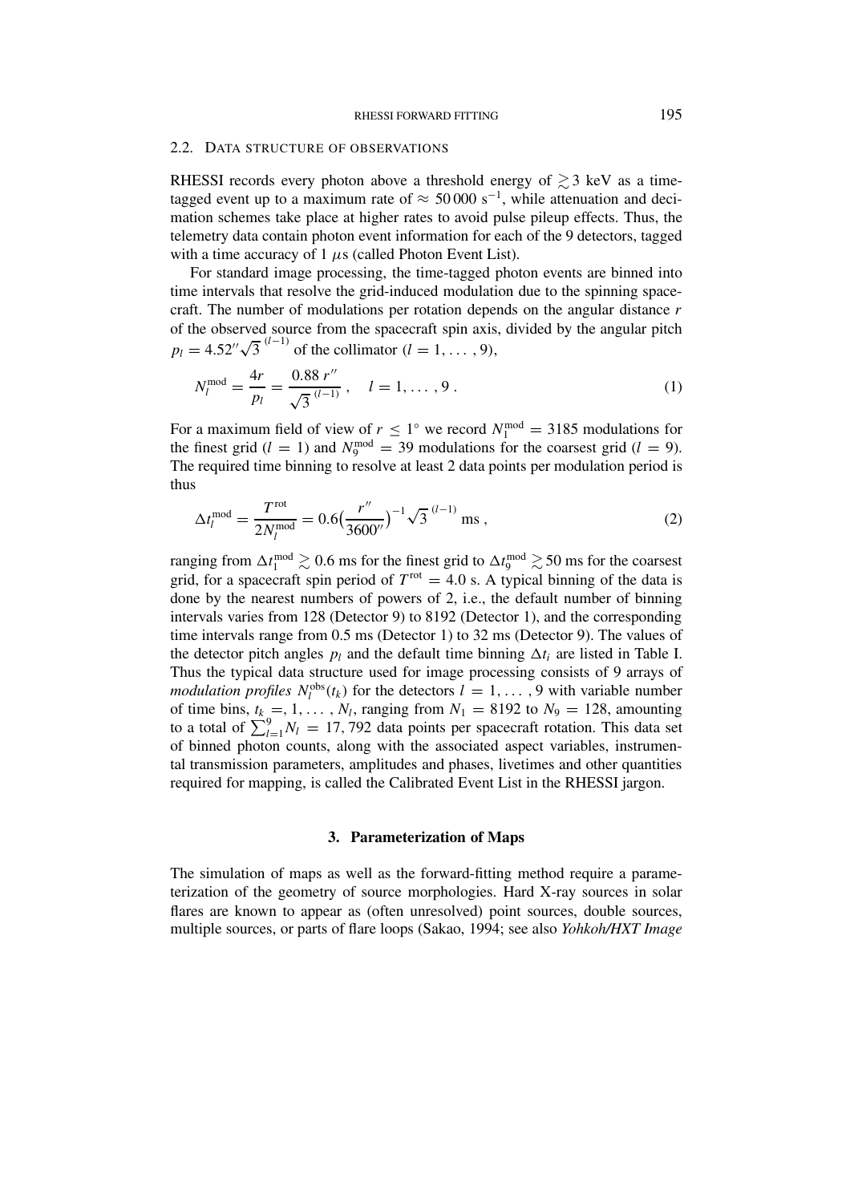### 2.2. Data structure of observations

RHESSI records every photon above a threshold energy of $\gtrsim 3$ keV as a time-tagged event up to a maximum rate of $\approx 50\,000$ s$^{-1}$, while attenuation and decimation schemes take place at higher rates to avoid pulse pileup effects. Thus, the telemetry data contain photon event information for each of the 9 detectors, tagged with a time accuracy of 1 $\mu$s (called Photon Event List).

For standard image processing, the time-tagged photon events are binned into time intervals that resolve the grid-induced modulation due to the spinning spacecraft. The number of modulations per rotation depends on the angular distance $r$ of the observed source from the spacecraft spin axis, divided by the angular pitch $p_l = 4.52'' \sqrt{3}^{\,(l-1)}$ of the collimator ($l = 1, \ldots, 9$),

$$N_l^{\rm mod} = \frac{4r}{p_l} = \frac{0.88\, r''}{\sqrt{3}^{\,(l-1)}} , \quad l = 1, \ldots, 9 . \tag{1}$$

For a maximum field of view of $r \le 1^\circ$ we record $N_1^{\rm mod} = 3185$ modulations for the finest grid ($l = 1$) and $N_9^{\rm mod} = 39$ modulations for the coarsest grid ($l = 9$). The required time binning to resolve at least 2 data points per modulation period is thus

$$\Delta t_l^{\rm mod} = \frac{T^{\rm rot}}{2 N_l^{\rm mod}} = 0.6 \Big( \frac{r''}{3600''} \Big)^{-1} \sqrt{3}^{\,(l-1)} \ {\rm ms} , \tag{2}$$

ranging from $\Delta t_1^{\rm mod} \gtrsim 0.6$ ms for the finest grid to $\Delta t_9^{\rm mod} \gtrsim 50$ ms for the coarsest grid, for a spacecraft spin period of $T^{\rm rot} = 4.0$ s. A typical binning of the data is done by the nearest numbers of powers of 2, i.e., the default number of binning intervals varies from 128 (Detector 9) to 8192 (Detector 1), and the corresponding time intervals range from 0.5 ms (Detector 1) to 32 ms (Detector 9). The values of the detector pitch angles $p_l$ and the default time binning $\Delta t_i$ are listed in Table I. Thus the typical data structure used for image processing consists of 9 arrays of *modulation profiles* $N_l^{\rm obs}(t_k)$ for the detectors $l = 1, \ldots, 9$ with variable number of time bins, $t_k =, 1, \ldots, N_l$, ranging from $N_1 = 8192$ to $N_9 = 128$, amounting to a total of $\sum_{l=1}^{9} N_l = 17,792$ data points per spacecraft rotation. This data set of binned photon counts, along with the associated aspect variables, instrumental transmission parameters, amplitudes and phases, livetimes and other quantities required for mapping, is called the Calibrated Event List in the RHESSI jargon.

## 3. Parameterization of Maps

The simulation of maps as well as the forward-fitting method require a parameterization of the geometry of source morphologies. Hard X-ray sources in solar flares are known to appear as (often unresolved) point sources, double sources, multiple sources, or parts of flare loops (Sakao, 1994; see also *Yohkoh/HXT Image*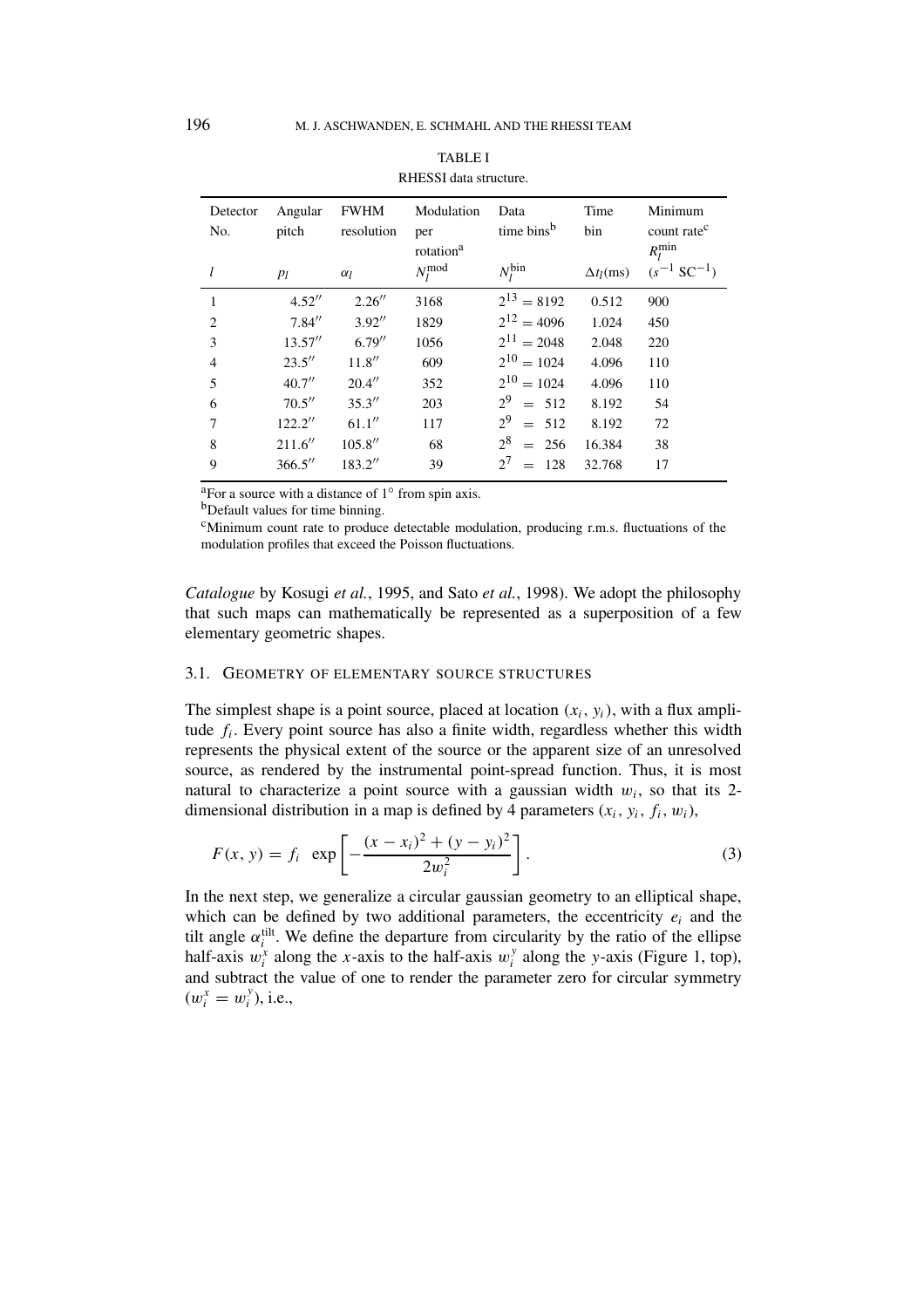TABLE I

RHESSI data structure.

| Detector No. | Angular pitch | FWHM resolution | Modulation per rotation[a] | Data time bins[b] | Time bin | Minimum count rate[c] $R_l^{\min}$ |
|---|---|---|---|---|---|---|
| $l$ | $p_l$ | $\alpha_l$ | $N_l^{\mathrm{mod}}$ | $N_l^{\mathrm{bin}}$ | $\Delta t_l$(ms) | $(s^{-1}\ \mathrm{SC}^{-1})$ |
| 1 | 4.52″ | 2.26″ | 3168 | $2^{13} = 8192$ | 0.512 | 900 |
| 2 | 7.84″ | 3.92″ | 1829 | $2^{12} = 4096$ | 1.024 | 450 |
| 3 | 13.57″ | 6.79″ | 1056 | $2^{11} = 2048$ | 2.048 | 220 |
| 4 | 23.5″ | 11.8″ | 609 | $2^{10} = 1024$ | 4.096 | 110 |
| 5 | 40.7″ | 20.4″ | 352 | $2^{10} = 1024$ | 4.096 | 110 |
| 6 | 70.5″ | 35.3″ | 203 | $2^{9} = 512$ | 8.192 | 54 |
| 7 | 122.2″ | 61.1″ | 117 | $2^{9} = 512$ | 8.192 | 72 |
| 8 | 211.6″ | 105.8″ | 68 | $2^{8} = 256$ | 16.384 | 38 |
| 9 | 366.5″ | 183.2″ | 39 | $2^{7} = 128$ | 32.768 | 17 |

[a]For a source with a distance of 1° from spin axis.

[b]Default values for time binning.

[c]Minimum count rate to produce detectable modulation, producing r.m.s. fluctuations of the modulation profiles that exceed the Poisson fluctuations.

*Catalogue* by Kosugi *et al.*, 1995, and Sato *et al.*, 1998). We adopt the philosophy that such maps can mathematically be represented as a superposition of a few elementary geometric shapes.

### 3.1. Geometry of Elementary Source Structures

The simplest shape is a point source, placed at location $(x_i, y_i)$, with a flux amplitude $f_i$. Every point source has also a finite width, regardless whether this width represents the physical extent of the source or the apparent size of an unresolved source, as rendered by the instrumental point-spread function. Thus, it is most natural to characterize a point source with a gaussian width $w_i$, so that its 2-dimensional distribution in a map is defined by 4 parameters $(x_i, y_i, f_i, w_i)$,

$$F(x, y) = f_i \ \exp\left[-\frac{(x - x_i)^2 + (y - y_i)^2}{2w_i^2}\right] . \tag{3}$$

In the next step, we generalize a circular gaussian geometry to an elliptical shape, which can be defined by two additional parameters, the eccentricity $e_i$ and the tilt angle $\alpha_i^{\mathrm{tilt}}$. We define the departure from circularity by the ratio of the ellipse half-axis $w_i^x$ along the $x$-axis to the half-axis $w_i^y$ along the $y$-axis (Figure 1, top), and subtract the value of one to render the parameter zero for circular symmetry $(w_i^x = w_i^y)$, i.e.,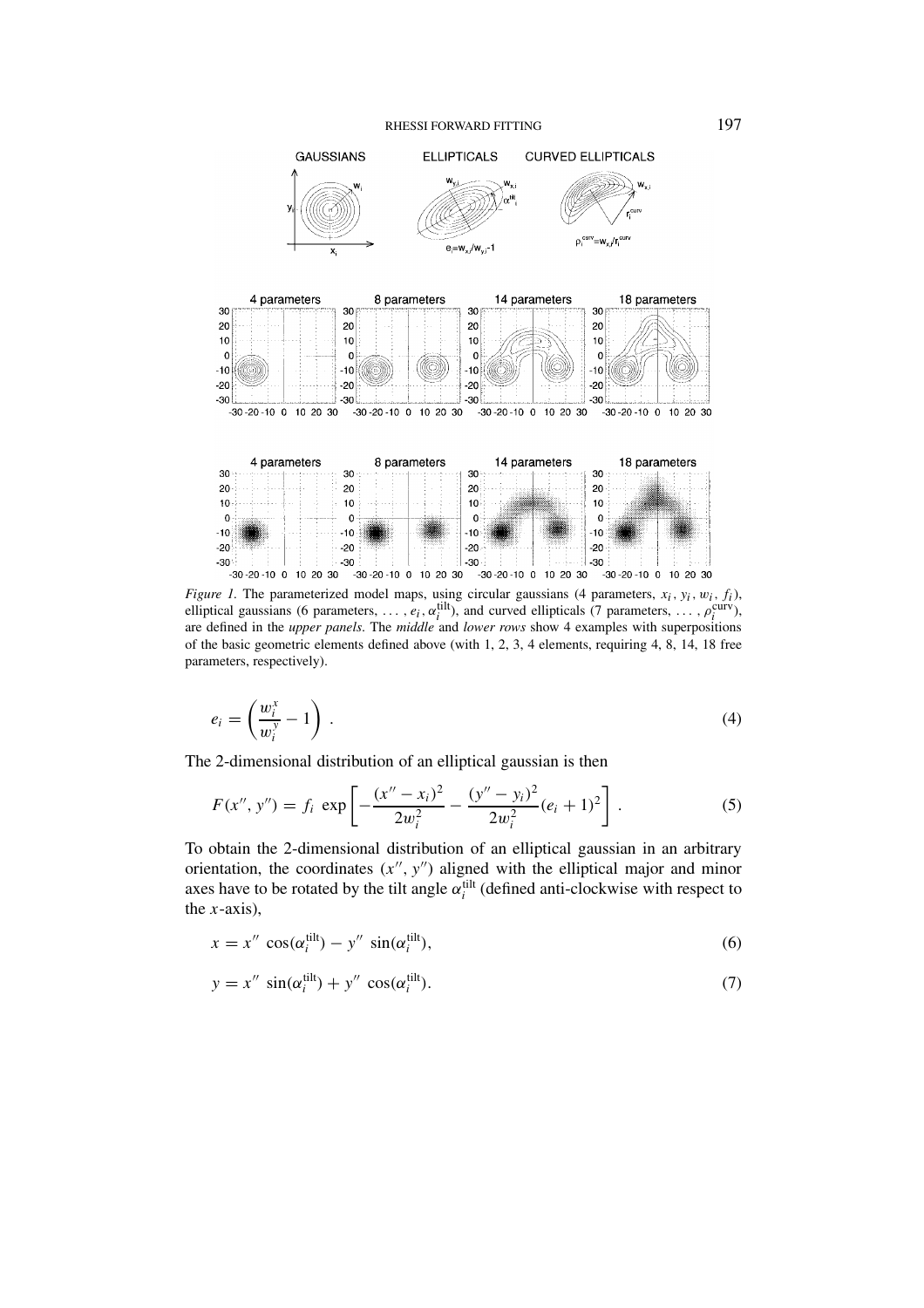*Figure 1.* The parameterized model maps, using circular gaussians (4 parameters, $x_i$, $y_i$, $w_i$, $f_i$), elliptical gaussians (6 parameters, ..., $e_i$, $\alpha_i^{\text{tilt}}$), and curved ellipticals (7 parameters, ..., $\rho_i^{\text{curv}}$), are defined in the *upper panels*. The *middle* and *lower rows* show 4 examples with superpositions of the basic geometric elements defined above (with 1, 2, 3, 4 elements, requiring 4, 8, 14, 18 free parameters, respectively).

$$e_i = \left( \frac{w_i^x}{w_i^y} - 1 \right) . \tag{4}$$

The 2-dimensional distribution of an elliptical gaussian is then

$$F(x'', y'') = f_i \, \exp \left[ -\frac{(x'' - x_i)^2}{2w_i^2} - \frac{(y'' - y_i)^2}{2w_i^2} (e_i + 1)^2 \right] . \tag{5}$$

To obtain the 2-dimensional distribution of an elliptical gaussian in an arbitrary orientation, the coordinates $(x'', y'')$ aligned with the elliptical major and minor axes have to be rotated by the tilt angle $\alpha_i^{\text{tilt}}$ (defined anti-clockwise with respect to the $x$-axis),

$$x = x'' \, \cos(\alpha_i^{\text{tilt}}) - y'' \, \sin(\alpha_i^{\text{tilt}}), \tag{6}$$

$$y = x'' \, \sin(\alpha_i^{\text{tilt}}) + y'' \, \cos(\alpha_i^{\text{tilt}}). \tag{7}$$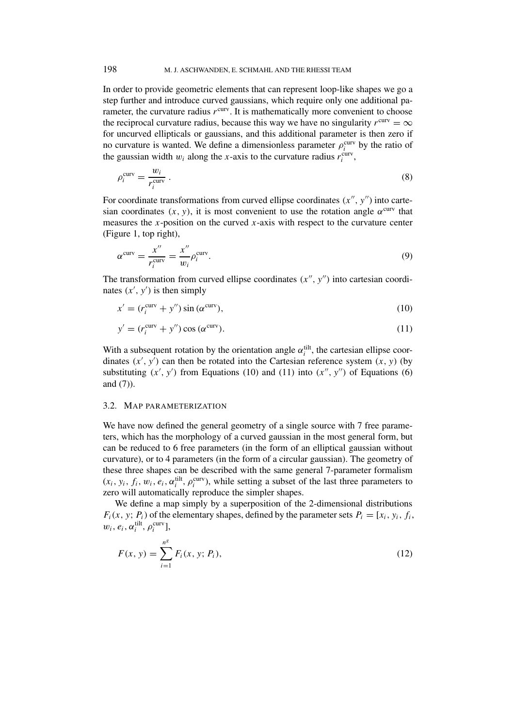In order to provide geometric elements that can represent loop-like shapes we go a step further and introduce curved gaussians, which require only one additional parameter, the curvature radius $r^{\rm curv}$. It is mathematically more convenient to choose the reciprocal curvature radius, because this way we have no singularity $r^{\rm curv} = \infty$ for uncurved ellipticals or gaussians, and this additional parameter is then zero if no curvature is wanted. We define a dimensionless parameter $\rho_i^{\rm curv}$ by the ratio of the gaussian width $w_i$ along the $x$-axis to the curvature radius $r_i^{\rm curv}$,

$$\rho_i^{\rm curv} = \frac{w_i}{r_i^{\rm curv}} \ . \tag{8}$$

For coordinate transformations from curved ellipse coordinates $(x'', y'')$ into cartesian coordinates $(x, y)$, it is most convenient to use the rotation angle $\alpha^{\rm curv}$ that measures the $x$-position on the curved $x$-axis with respect to the curvature center (Figure 1, top right),

$$\alpha^{\rm curv} = \frac{x''}{r_i^{\rm curv}} = \frac{x''}{w_i}\rho_i^{\rm curv}. \tag{9}$$

The transformation from curved ellipse coordinates $(x'', y'')$ into cartesian coordinates $(x', y')$ is then simply

$$x' = (r_i^{\rm curv} + y'') \sin(\alpha^{\rm curv}), \tag{10}$$

$$y' = (r_i^{\rm curv} + y'') \cos(\alpha^{\rm curv}). \tag{11}$$

With a subsequent rotation by the orientation angle $\alpha_i^{\rm tilt}$, the cartesian ellipse coordinates $(x', y')$ can then be rotated into the Cartesian reference system $(x, y)$ (by substituting $(x', y')$ from Equations (10) and (11) into $(x'', y'')$ of Equations (6) and (7)).

### 3.2. Map Parameterization

We have now defined the general geometry of a single source with 7 free parameters, which has the morphology of a curved gaussian in the most general form, but can be reduced to 6 free parameters (in the form of an elliptical gaussian without curvature), or to 4 parameters (in the form of a circular gaussian). The geometry of these three shapes can be described with the same general 7-parameter formalism $(x_i, y_i, f_i, w_i, e_i, \alpha_i^{\rm tilt}, \rho_i^{\rm curv})$, while setting a subset of the last three parameters to zero will automatically reproduce the simpler shapes.

We define a map simply by a superposition of the 2-dimensional distributions $F_i(x, y; P_i)$ of the elementary shapes, defined by the parameter sets $P_i = [x_i, y_i, f_i, w_i, e_i, \alpha_i^{\rm tilt}, \rho_i^{\rm curv}]$,

$$F(x, y) = \sum_{i=1}^{n^g} F_i(x, y; P_i), \tag{12}$$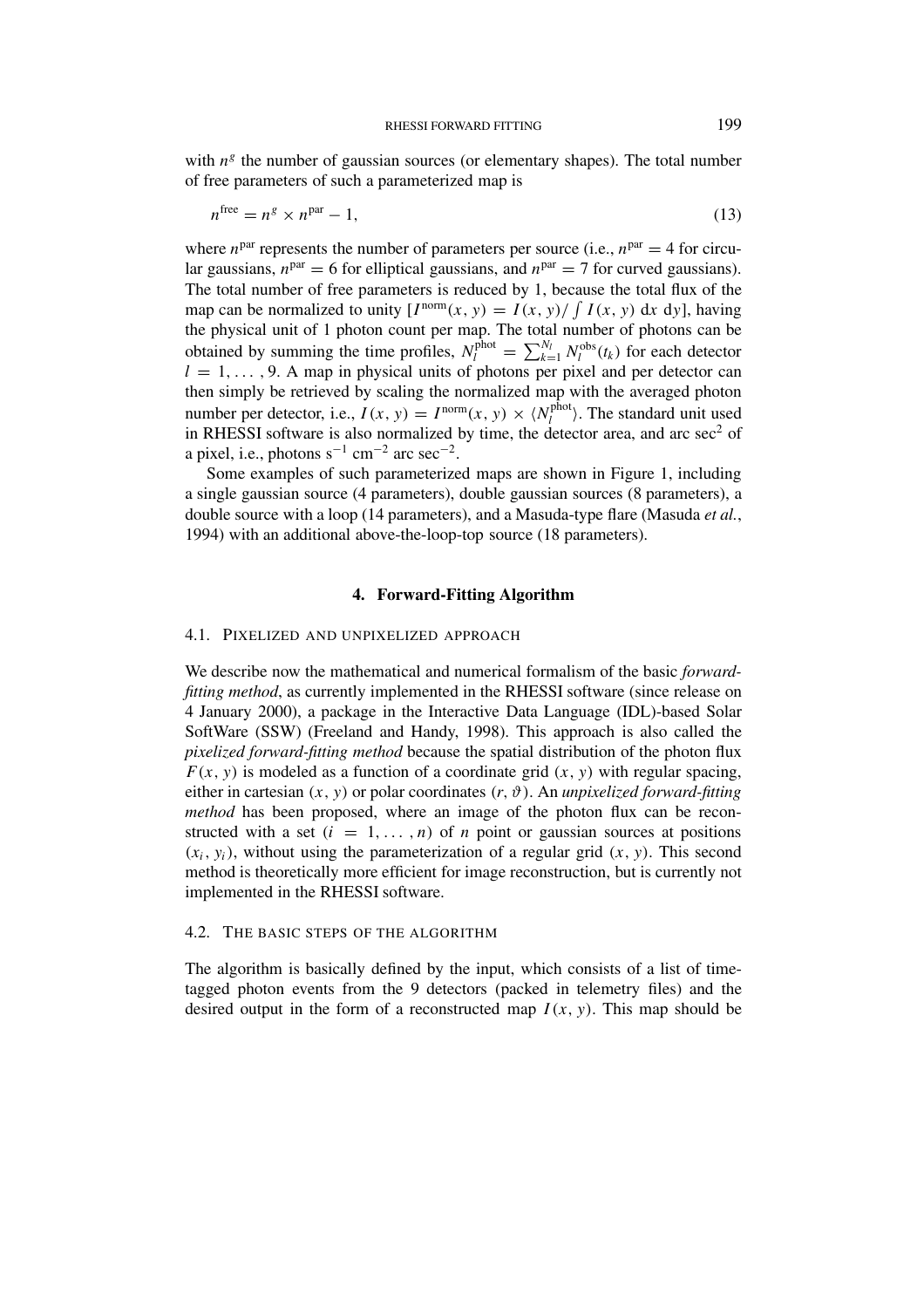with $n^g$ the number of gaussian sources (or elementary shapes). The total number of free parameters of such a parameterized map is

$$n^{\rm free} = n^g \times n^{\rm par} - 1, \tag{13}$$

where $n^{\rm par}$ represents the number of parameters per source (i.e., $n^{\rm par} = 4$ for circular gaussians, $n^{\rm par} = 6$ for elliptical gaussians, and $n^{\rm par} = 7$ for curved gaussians). The total number of free parameters is reduced by 1, because the total flux of the map can be normalized to unity [$I^{\rm norm}(x, y) = I(x, y)/ \int I(x, y)\, {\rm d}x\, {\rm d}y$], having the physical unit of 1 photon count per map. The total number of photons can be obtained by summing the time profiles, $N_l^{\rm phot} = \sum_{k=1}^{N_l} N_l^{\rm obs}(t_k)$ for each detector $l = 1, \ldots , 9$. A map in physical units of photons per pixel and per detector can then simply be retrieved by scaling the normalized map with the averaged photon number per detector, i.e., $I(x, y) = I^{\rm norm}(x, y) \times \langle N_l^{\rm phot} \rangle$. The standard unit used in RHESSI software is also normalized by time, the detector area, and arc sec$^2$ of a pixel, i.e., photons s$^{-1}$ cm$^{-2}$ arc sec$^{-2}$.

Some examples of such parameterized maps are shown in Figure 1, including a single gaussian source (4 parameters), double gaussian sources (8 parameters), a double source with a loop (14 parameters), and a Masuda-type flare (Masuda *et al.*, 1994) with an additional above-the-loop-top source (18 parameters).

## 4. Forward-Fitting Algorithm

### 4.1. Pixelized and Unpixelized Approach

We describe now the mathematical and numerical formalism of the basic *forward-fitting method*, as currently implemented in the RHESSI software (since release on 4 January 2000), a package in the Interactive Data Language (IDL)-based Solar SoftWare (SSW) (Freeland and Handy, 1998). This approach is also called the *pixelized forward-fitting method* because the spatial distribution of the photon flux $F(x, y)$ is modeled as a function of a coordinate grid $(x, y)$ with regular spacing, either in cartesian $(x, y)$ or polar coordinates $(r, \vartheta)$. An *unpixelized forward-fitting method* has been proposed, where an image of the photon flux can be reconstructed with a set $(i = 1, \ldots , n)$ of $n$ point or gaussian sources at positions $(x_i, y_i)$, without using the parameterization of a regular grid $(x, y)$. This second method is theoretically more efficient for image reconstruction, but is currently not implemented in the RHESSI software.

### 4.2. The Basic Steps of the Algorithm

The algorithm is basically defined by the input, which consists of a list of time-tagged photon events from the 9 detectors (packed in telemetry files) and the desired output in the form of a reconstructed map $I(x, y)$. This map should be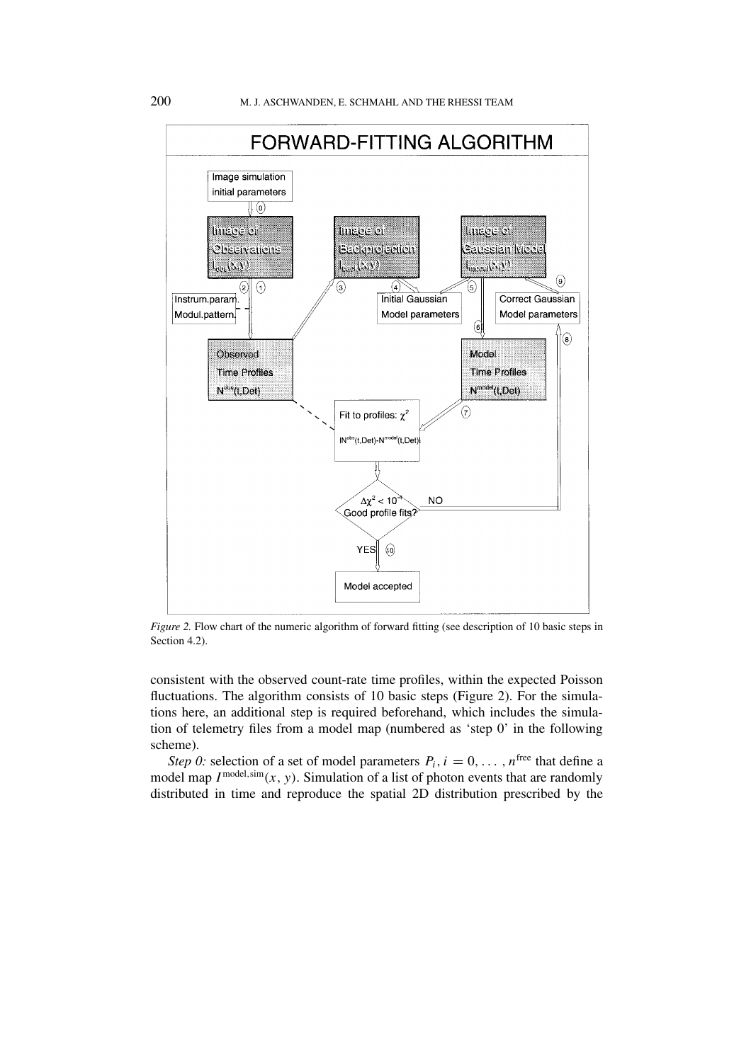*Figure 2.* Flow chart of the numeric algorithm of forward fitting (see description of 10 basic steps in Section 4.2).

consistent with the observed count-rate time profiles, within the expected Poisson fluctuations. The algorithm consists of 10 basic steps (Figure 2). For the simulations here, an additional step is required beforehand, which includes the simulation of telemetry files from a model map (numbered as 'step 0' in the following scheme).

*Step 0:* selection of a set of model parameters $P_i, i = 0, \ldots, n^{\text{free}}$ that define a model map $I^{\text{model,sim}}(x, y)$. Simulation of a list of photon events that are randomly distributed in time and reproduce the spatial 2D distribution prescribed by the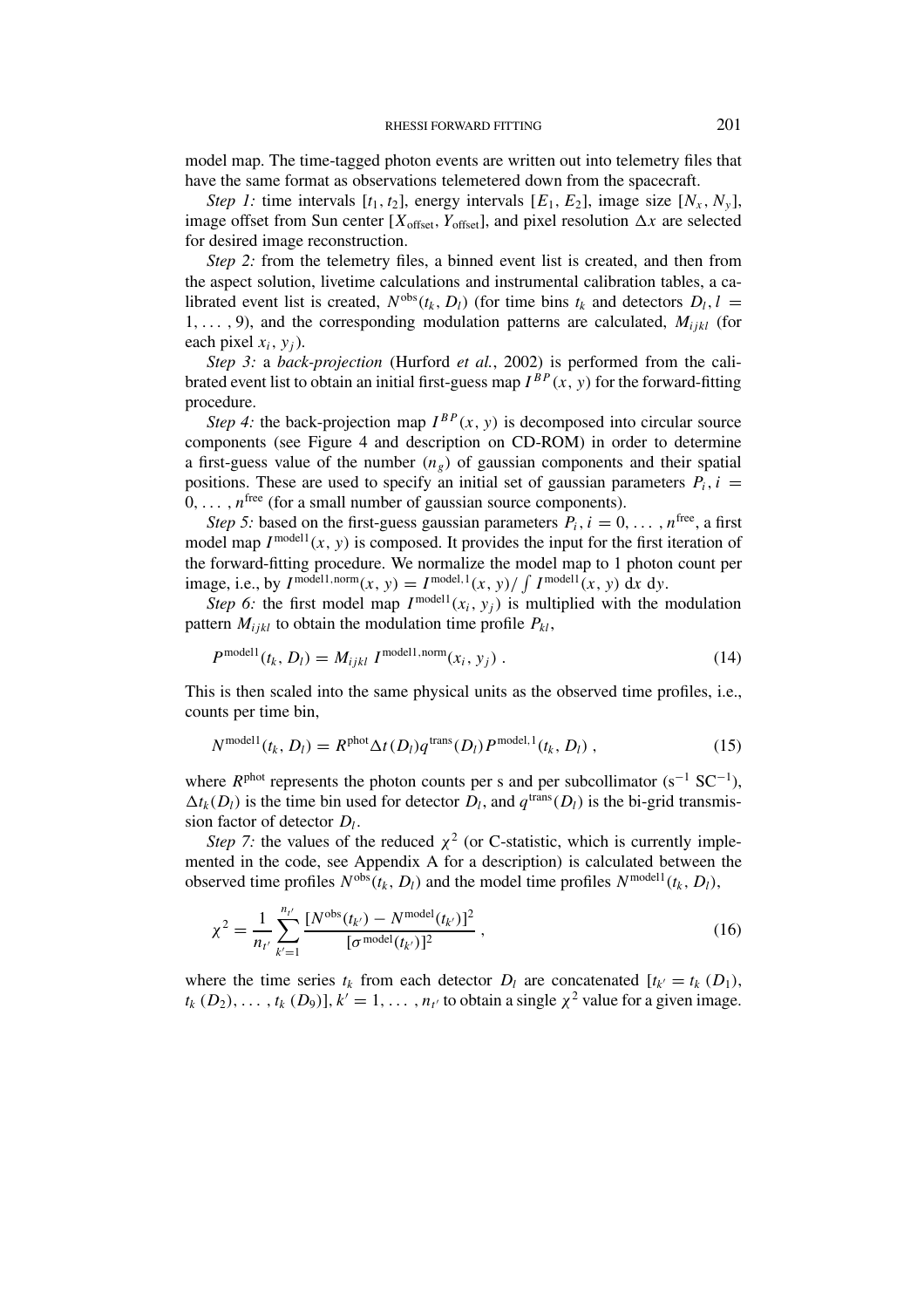model map. The time-tagged photon events are written out into telemetry files that have the same format as observations telemetered down from the spacecraft.

*Step 1:* time intervals $[t_1, t_2]$, energy intervals $[E_1, E_2]$, image size $[N_x, N_y]$, image offset from Sun center $[X_{\rm offset}, Y_{\rm offset}]$, and pixel resolution $\Delta x$ are selected for desired image reconstruction.

*Step 2:* from the telemetry files, a binned event list is created, and then from the aspect solution, livetime calculations and instrumental calibration tables, a calibrated event list is created, $N^{\rm obs}(t_k, D_l)$ (for time bins $t_k$ and detectors $D_l, l = 1, \ldots, 9$), and the corresponding modulation patterns are calculated, $M_{ijkl}$ (for each pixel $x_i, y_j$).

*Step 3:* a *back-projection* (Hurford *et al.*, 2002) is performed from the calibrated event list to obtain an initial first-guess map $I^{BP}(x, y)$ for the forward-fitting procedure.

*Step 4:* the back-projection map $I^{BP}(x, y)$ is decomposed into circular source components (see Figure 4 and description on CD-ROM) in order to determine a first-guess value of the number $(n_g)$ of gaussian components and their spatial positions. These are used to specify an initial set of gaussian parameters $P_i, i = 0, \ldots, n^{\rm free}$ (for a small number of gaussian source components).

*Step 5:* based on the first-guess gaussian parameters $P_i, i = 0, \ldots, n^{\rm free}$, a first model map $I^{\rm model1}(x, y)$ is composed. It provides the input for the first iteration of the forward-fitting procedure. We normalize the model map to 1 photon count per image, i.e., by $I^{\rm model1,norm}(x, y) = I^{\rm model,1}(x, y) / \int I^{\rm model1}(x, y)\, {\rm d}x\, {\rm d}y$.

*Step 6:* the first model map $I^{\rm model1}(x_i, y_j)$ is multiplied with the modulation pattern $M_{ijkl}$ to obtain the modulation time profile $P_{kl}$,

$$P^{\rm model1}(t_k, D_l) = M_{ijkl}\, I^{\rm model1,norm}(x_i, y_j)\ . \tag{14}$$

This is then scaled into the same physical units as the observed time profiles, i.e., counts per time bin,

$$N^{\rm model1}(t_k, D_l) = R^{\rm phot} \Delta t(D_l) q^{\rm trans}(D_l) P^{\rm model,1}(t_k, D_l)\ , \tag{15}$$

where $R^{\rm phot}$ represents the photon counts per s and per subcollimator (s$^{-1}$ SC$^{-1}$), $\Delta t_k(D_l)$ is the time bin used for detector $D_l$, and $q^{\rm trans}(D_l)$ is the bi-grid transmission factor of detector $D_l$.

*Step 7:* the values of the reduced $\chi^2$ (or C-statistic, which is currently implemented in the code, see Appendix A for a description) is calculated between the observed time profiles $N^{\rm obs}(t_k, D_l)$ and the model time profiles $N^{\rm model1}(t_k, D_l)$,

$$\chi^2 = \frac{1}{n_{t'}} \sum_{k'=1}^{n_{t'}} \frac{[N^{\rm obs}(t_{k'}) - N^{\rm model}(t_{k'})]^2}{[\sigma^{\rm model}(t_{k'})]^2}\ , \tag{16}$$

where the time series $t_k$ from each detector $D_l$ are concatenated $[t_{k'} = t_k\,(D_1), t_k\,(D_2), \ldots, t_k\,(D_9)], k' = 1, \ldots, n_{t'}$ to obtain a single $\chi^2$ value for a given image.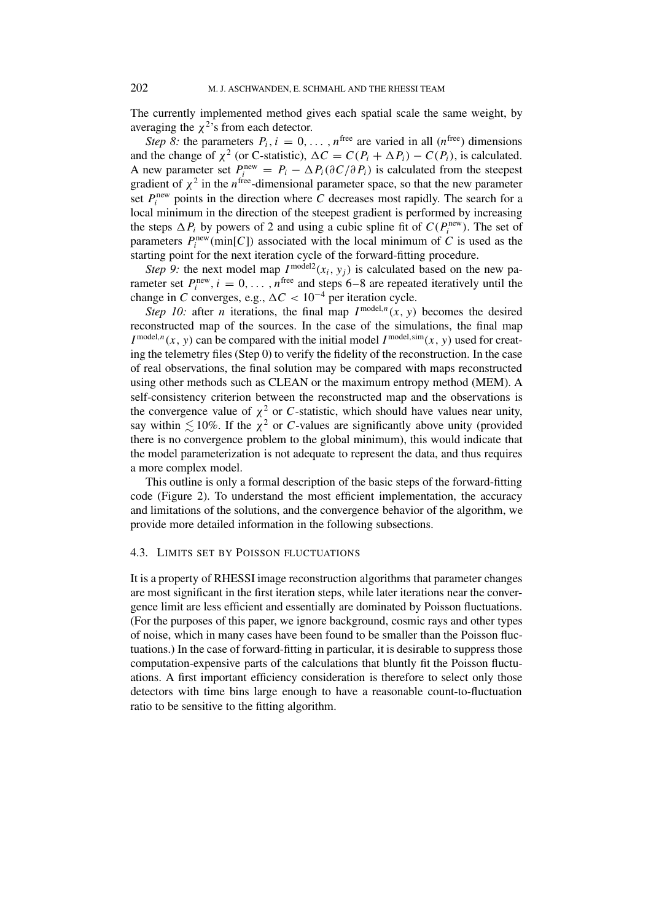The currently implemented method gives each spatial scale the same weight, by averaging the $\chi^2$'s from each detector.

*Step 8:* the parameters $P_i, i = 0, \ldots, n^{\text{free}}$ are varied in all ($n^{\text{free}}$) dimensions and the change of $\chi^2$ (or C-statistic), $\Delta C = C(P_i + \Delta P_i) - C(P_i)$, is calculated. A new parameter set $P_i^{\text{new}} = P_i - \Delta P_i(\partial C/\partial P_i)$ is calculated from the steepest gradient of $\chi^2$ in the $n^{\text{free}}$-dimensional parameter space, so that the new parameter set $P_i^{\text{new}}$ points in the direction where $C$ decreases most rapidly. The search for a local minimum in the direction of the steepest gradient is performed by increasing the steps $\Delta P_i$ by powers of 2 and using a cubic spline fit of $C(P_i^{\text{new}})$. The set of parameters $P_i^{\text{new}}(\min[C])$ associated with the local minimum of $C$ is used as the starting point for the next iteration cycle of the forward-fitting procedure.

*Step 9:* the next model map $I^{\text{model2}}(x_i, y_j)$ is calculated based on the new parameter set $P_i^{\text{new}}, i = 0, \ldots, n^{\text{free}}$ and steps 6–8 are repeated iteratively until the change in $C$ converges, e.g., $\Delta C < 10^{-4}$ per iteration cycle.

*Step 10:* after $n$ iterations, the final map $I^{\text{model},n}(x, y)$ becomes the desired reconstructed map of the sources. In the case of the simulations, the final map $I^{\text{model},n}(x, y)$ can be compared with the initial model $I^{\text{model,sim}}(x, y)$ used for creating the telemetry files (Step 0) to verify the fidelity of the reconstruction. In the case of real observations, the final solution may be compared with maps reconstructed using other methods such as CLEAN or the maximum entropy method (MEM). A self-consistency criterion between the reconstructed map and the observations is the convergence value of $\chi^2$ or $C$-statistic, which should have values near unity, say within $\lesssim 10\%$. If the $\chi^2$ or $C$-values are significantly above unity (provided there is no convergence problem to the global minimum), this would indicate that the model parameterization is not adequate to represent the data, and thus requires a more complex model.

This outline is only a formal description of the basic steps of the forward-fitting code (Figure 2). To understand the most efficient implementation, the accuracy and limitations of the solutions, and the convergence behavior of the algorithm, we provide more detailed information in the following subsections.

### 4.3. Limits set by Poisson fluctuations

It is a property of RHESSI image reconstruction algorithms that parameter changes are most significant in the first iteration steps, while later iterations near the convergence limit are less efficient and essentially are dominated by Poisson fluctuations. (For the purposes of this paper, we ignore background, cosmic rays and other types of noise, which in many cases have been found to be smaller than the Poisson fluctuations.) In the case of forward-fitting in particular, it is desirable to suppress those computation-expensive parts of the calculations that bluntly fit the Poisson fluctuations. A first important efficiency consideration is therefore to select only those detectors with time bins large enough to have a reasonable count-to-fluctuation ratio to be sensitive to the fitting algorithm.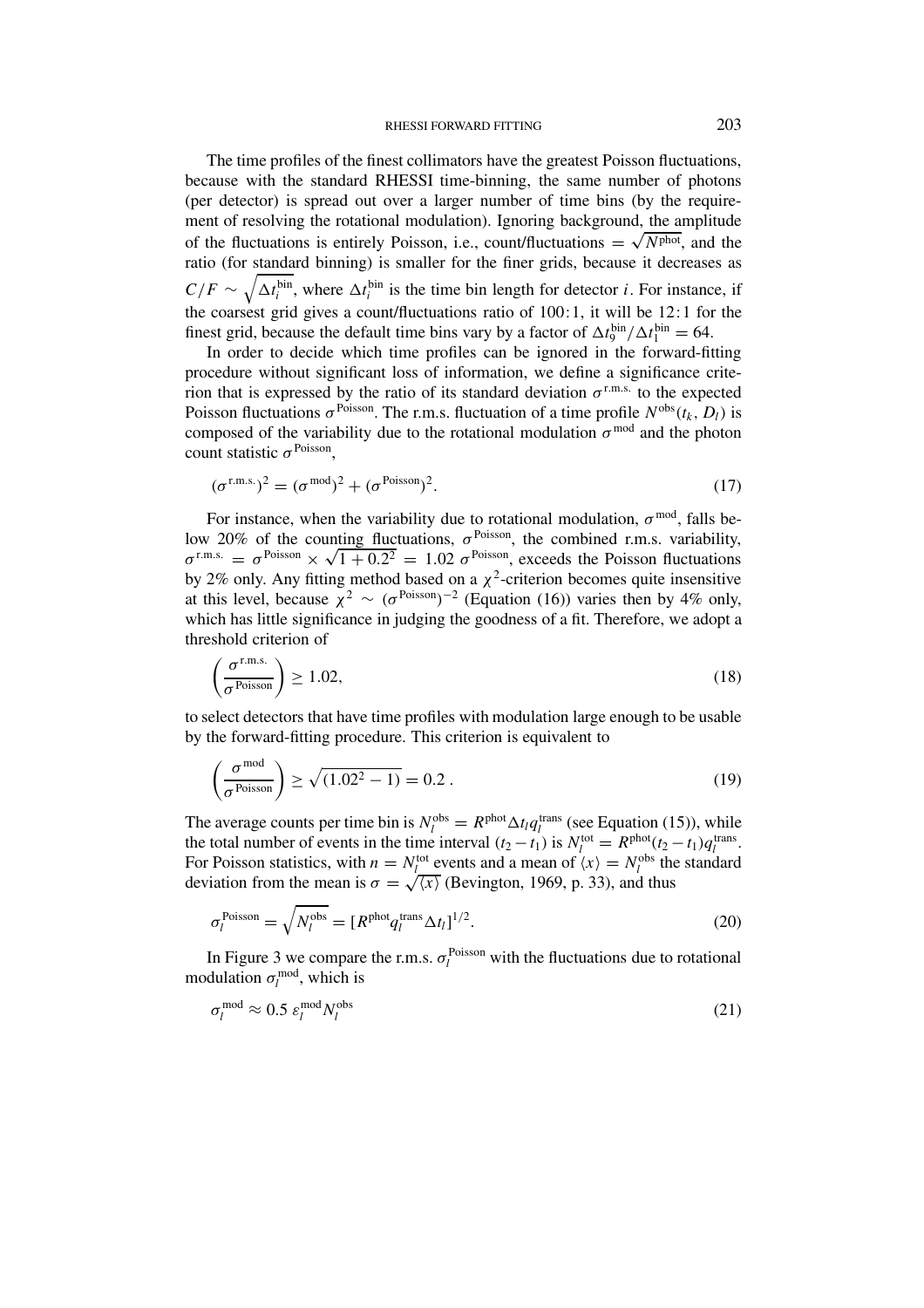The time profiles of the finest collimators have the greatest Poisson fluctuations, because with the standard RHESSI time-binning, the same number of photons (per detector) is spread out over a larger number of time bins (by the requirement of resolving the rotational modulation). Ignoring background, the amplitude of the fluctuations is entirely Poisson, i.e., count/fluctuations $= \sqrt{N^{\rm phot}}$, and the ratio (for standard binning) is smaller for the finer grids, because it decreases as $C/F \sim \sqrt{\Delta t_i^{\rm bin}}$, where $\Delta t_i^{\rm bin}$ is the time bin length for detector $i$. For instance, if the coarsest grid gives a count/fluctuations ratio of 100 : 1, it will be 12 : 1 for the finest grid, because the default time bins vary by a factor of $\Delta t_9^{\rm bin} / \Delta t_1^{\rm bin} = 64$.

In order to decide which time profiles can be ignored in the forward-fitting procedure without significant loss of information, we define a significance criterion that is expressed by the ratio of its standard deviation $\sigma^{\rm r.m.s.}$ to the expected Poisson fluctuations $\sigma^{\rm Poisson}$. The r.m.s. fluctuation of a time profile $N^{\rm obs}(t_k, D_l)$ is composed of the variability due to the rotational modulation $\sigma^{\rm mod}$ and the photon count statistic $\sigma^{\rm Poisson}$,

$$(\sigma^{\rm r.m.s.})^2 = (\sigma^{\rm mod})^2 + (\sigma^{\rm Poisson})^2. \tag{17}$$

For instance, when the variability due to rotational modulation, $\sigma^{\rm mod}$, falls below 20% of the counting fluctuations, $\sigma^{\rm Poisson}$, the combined r.m.s. variability, $\sigma^{\rm r.m.s.} = \sigma^{\rm Poisson} \times \sqrt{1 + 0.2^2} = 1.02\ \sigma^{\rm Poisson}$, exceeds the Poisson fluctuations by 2% only. Any fitting method based on a $\chi^2$-criterion becomes quite insensitive at this level, because $\chi^2 \sim (\sigma^{\rm Poisson})^{-2}$ (Equation (16)) varies then by 4% only, which has little significance in judging the goodness of a fit. Therefore, we adopt a threshold criterion of

$$\left( \frac{\sigma^{\rm r.m.s.}}{\sigma^{\rm Poisson}} \right) \geq 1.02, \tag{18}$$

to select detectors that have time profiles with modulation large enough to be usable by the forward-fitting procedure. This criterion is equivalent to

$$\left( \frac{\sigma^{\rm mod}}{\sigma^{\rm Poisson}} \right) \geq \sqrt{(1.02^2 - 1)} = 0.2\,. \tag{19}$$

The average counts per time bin is $N_l^{\rm obs} = R^{\rm phot} \Delta t_l q_l^{\rm trans}$ (see Equation (15)), while the total number of events in the time interval $(t_2 - t_1)$ is $N_l^{\rm tot} = R^{\rm phot}(t_2 - t_1) q_l^{\rm trans}$. For Poisson statistics, with $n = N_l^{\rm tot}$ events and a mean of $\langle x \rangle = N_l^{\rm obs}$ the standard deviation from the mean is $\sigma = \sqrt{\langle x \rangle}$ (Bevington, 1969, p. 33), and thus

$$\sigma_l^{\rm Poisson} = \sqrt{N_l^{\rm obs}} = [R^{\rm phot} q_l^{\rm trans} \Delta t_l]^{1/2}. \tag{20}$$

In Figure 3 we compare the r.m.s. $\sigma_l^{\rm Poisson}$ with the fluctuations due to rotational modulation $\sigma_l^{\rm mod}$, which is

$$\sigma_l^{\rm mod} \approx 0.5\ \varepsilon_l^{\rm mod} N_l^{\rm obs} \tag{21}$$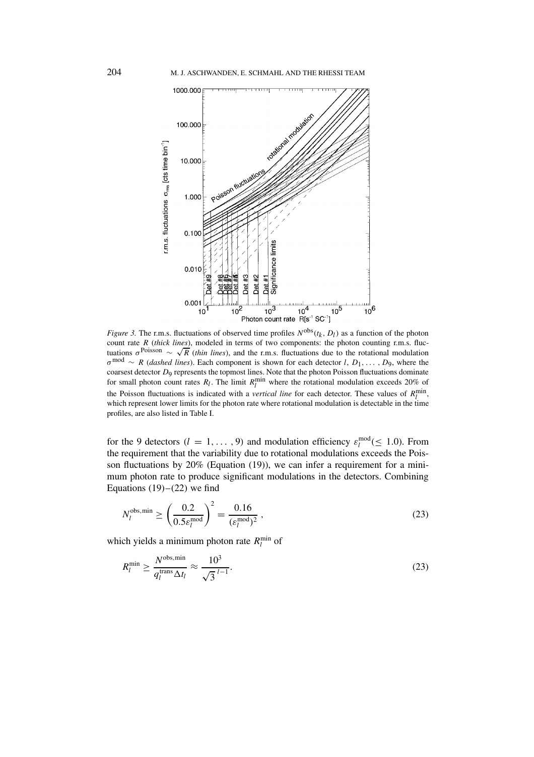*Figure 3.* The r.m.s. fluctuations of observed time profiles $N^{\text{obs}}(t_k, D_l)$ as a function of the photon count rate $R$ (*thick lines*), modeled in terms of two components: the photon counting r.m.s. fluctuations $\sigma^{\text{Poisson}} \sim \sqrt{R}$ (*thin lines*), and the r.m.s. fluctuations due to the rotational modulation $\sigma^{\text{mod}} \sim R$ (*dashed lines*). Each component is shown for each detector $l$, $D_1, \ldots, D_9$, where the coarsest detector $D_9$ represents the topmost lines. Note that the photon Poisson fluctuations dominate for small photon count rates $R_l$. The limit $R_l^{\text{min}}$ where the rotational modulation exceeds 20% of the Poisson fluctuations is indicated with a *vertical line* for each detector. These values of $R_l^{\text{min}}$, which represent lower limits for the photon rate where rotational modulation is detectable in the time profiles, are also listed in Table I.

for the 9 detectors ($l = 1, \ldots, 9$) and modulation efficiency $\varepsilon_l^{\text{mod}} (\leq 1.0)$. From the requirement that the variability due to rotational modulations exceeds the Poisson fluctuations by 20% (Equation (19)), we can infer a requirement for a minimum photon rate to produce significant modulations in the detectors. Combining Equations (19)–(22) we find

$$N_l^{\text{obs,min}} \geq \left( \frac{0.2}{0.5 \varepsilon_l^{\text{mod}}} \right)^2 = \frac{0.16}{(\varepsilon_l^{\text{mod}})^2}\,, \tag{23}$$

which yields a minimum photon rate $R_l^{\text{min}}$ of

$$R_l^{\text{min}} \geq \frac{N^{\text{obs,min}}}{q_l^{\text{trans}} \Delta t_l} \approx \frac{10^3}{\sqrt{3}^{\,l-1}}. \tag{23}$$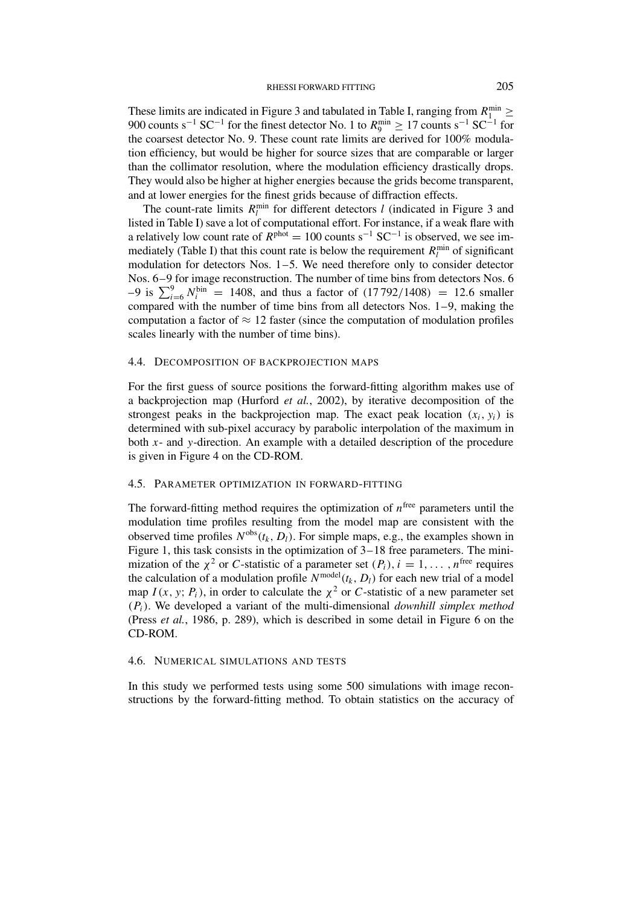These limits are indicated in Figure 3 and tabulated in Table I, ranging from $R_1^{\min} \geq$ 900 counts s$^{-1}$ SC$^{-1}$ for the finest detector No. 1 to $R_9^{\min} \geq 17$ counts s$^{-1}$ SC$^{-1}$ for the coarsest detector No. 9. These count rate limits are derived for 100% modulation efficiency, but would be higher for source sizes that are comparable or larger than the collimator resolution, where the modulation efficiency drastically drops. They would also be higher at higher energies because the grids become transparent, and at lower energies for the finest grids because of diffraction effects.

The count-rate limits $R_l^{\min}$ for different detectors $l$ (indicated in Figure 3 and listed in Table I) save a lot of computational effort. For instance, if a weak flare with a relatively low count rate of $R^{\text{phot}} = 100$ counts s$^{-1}$ SC$^{-1}$ is observed, we see immediately (Table I) that this count rate is below the requirement $R_l^{\min}$ of significant modulation for detectors Nos. 1–5. We need therefore only to consider detector Nos. 6–9 for image reconstruction. The number of time bins from detectors Nos. 6 –9 is $\sum_{i=6}^{9} N_i^{\text{bin}} = 1408$, and thus a factor of $(17\,792/1408) = 12.6$ smaller compared with the number of time bins from all detectors Nos. 1–9, making the computation a factor of $\approx 12$ faster (since the computation of modulation profiles scales linearly with the number of time bins).

### 4.4. Decomposition of backprojection maps

For the first guess of source positions the forward-fitting algorithm makes use of a backprojection map (Hurford *et al.*, 2002), by iterative decomposition of the strongest peaks in the backprojection map. The exact peak location $(x_i, y_i)$ is determined with sub-pixel accuracy by parabolic interpolation of the maximum in both $x$- and $y$-direction. An example with a detailed description of the procedure is given in Figure 4 on the CD-ROM.

### 4.5. Parameter optimization in forward-fitting

The forward-fitting method requires the optimization of $n^{\text{free}}$ parameters until the modulation time profiles resulting from the model map are consistent with the observed time profiles $N^{\text{obs}}(t_k, D_l)$. For simple maps, e.g., the examples shown in Figure 1, this task consists in the optimization of 3–18 free parameters. The minimization of the $\chi^2$ or $C$-statistic of a parameter set $(P_i)$, $i = 1, \ldots, n^{\text{free}}$ requires the calculation of a modulation profile $N^{\text{model}}(t_k, D_l)$ for each new trial of a model map $I(x, y; P_i)$, in order to calculate the $\chi^2$ or $C$-statistic of a new parameter set $(P_i)$. We developed a variant of the multi-dimensional *downhill simplex method* (Press *et al.*, 1986, p. 289), which is described in some detail in Figure 6 on the CD-ROM.

### 4.6. Numerical simulations and tests

In this study we performed tests using some 500 simulations with image reconstructions by the forward-fitting method. To obtain statistics on the accuracy of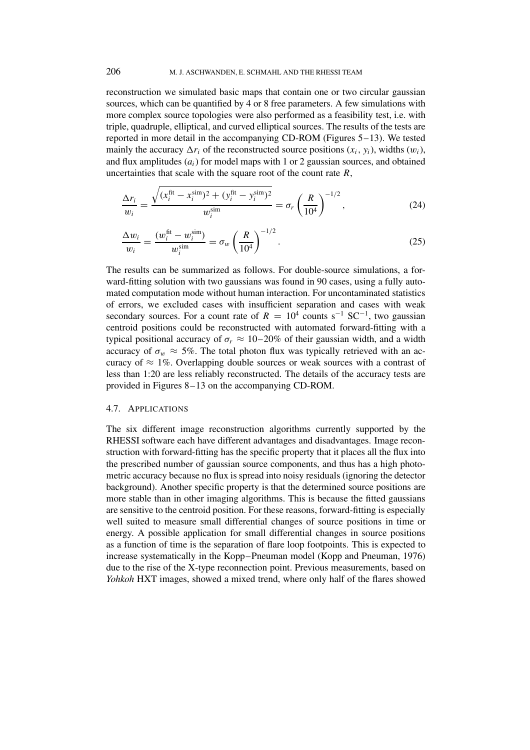reconstruction we simulated basic maps that contain one or two circular gaussian sources, which can be quantified by 4 or 8 free parameters. A few simulations with more complex source topologies were also performed as a feasibility test, i.e. with triple, quadruple, elliptical, and curved elliptical sources. The results of the tests are reported in more detail in the accompanying CD-ROM (Figures 5–13). We tested mainly the accuracy $\Delta r_i$ of the reconstructed source positions $(x_i, y_i)$, widths $(w_i)$, and flux amplitudes $(a_i)$ for model maps with 1 or 2 gaussian sources, and obtained uncertainties that scale with the square root of the count rate $R$,

$$\frac{\Delta r_i}{w_i} = \frac{\sqrt{(x_i^{\rm fit} - x_i^{\rm sim})^2 + (y_i^{\rm fit} - y_i^{\rm sim})^2}}{w_i^{\rm sim}} = \sigma_r \left( \frac{R}{10^4} \right)^{-1/2}, \tag{24}$$

$$\frac{\Delta w_i}{w_i} = \frac{(w_i^{\rm fit} - w_i^{\rm sim})}{w_i^{\rm sim}} = \sigma_w \left( \frac{R}{10^4} \right)^{-1/2}. \tag{25}$$

The results can be summarized as follows. For double-source simulations, a forward-fitting solution with two gaussians was found in 90 cases, using a fully automated computation mode without human interaction. For uncontaminated statistics of errors, we excluded cases with insufficient separation and cases with weak secondary sources. For a count rate of $R = 10^4$ counts $\mathrm{s}^{-1}$ $\mathrm{SC}^{-1}$, two gaussian centroid positions could be reconstructed with automated forward-fitting with a typical positional accuracy of $\sigma_r \approx 10$–$20\%$ of their gaussian width, and a width accuracy of $\sigma_w \approx 5\%$. The total photon flux was typically retrieved with an accuracy of $\approx 1\%$. Overlapping double sources or weak sources with a contrast of less than 1:20 are less reliably reconstructed. The details of the accuracy tests are provided in Figures 8–13 on the accompanying CD-ROM.

### 4.7. Applications

The six different image reconstruction algorithms currently supported by the RHESSI software each have different advantages and disadvantages. Image reconstruction with forward-fitting has the specific property that it places all the flux into the prescribed number of gaussian source components, and thus has a high photometric accuracy because no flux is spread into noisy residuals (ignoring the detector background). Another specific property is that the determined source positions are more stable than in other imaging algorithms. This is because the fitted gaussians are sensitive to the centroid position. For these reasons, forward-fitting is especially well suited to measure small differential changes of source positions in time or energy. A possible application for small differential changes in source positions as a function of time is the separation of flare loop footpoints. This is expected to increase systematically in the Kopp–Pneuman model (Kopp and Pneuman, 1976) due to the rise of the X-type reconnection point. Previous measurements, based on *Yohkoh* HXT images, showed a mixed trend, where only half of the flares showed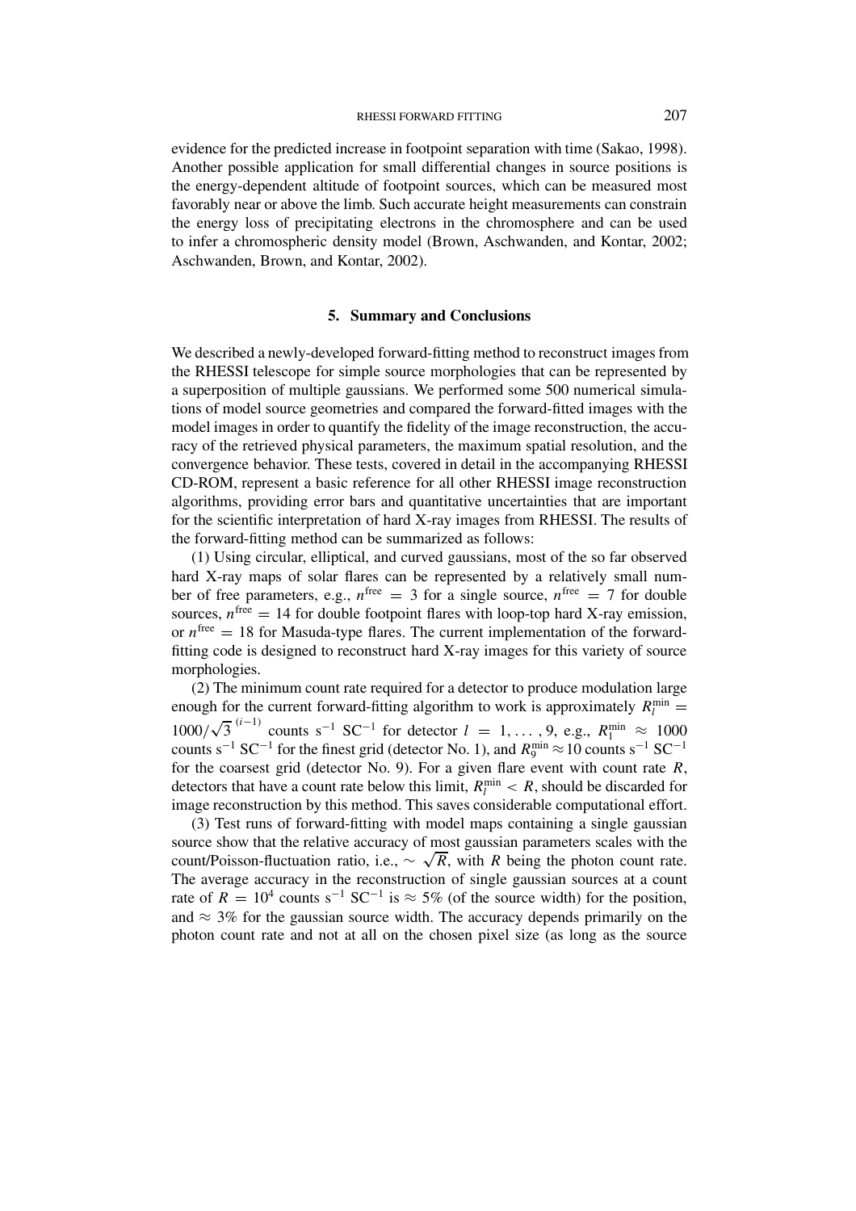evidence for the predicted increase in footpoint separation with time (Sakao, 1998). Another possible application for small differential changes in source positions is the energy-dependent altitude of footpoint sources, which can be measured most favorably near or above the limb. Such accurate height measurements can constrain the energy loss of precipitating electrons in the chromosphere and can be used to infer a chromospheric density model (Brown, Aschwanden, and Kontar, 2002; Aschwanden, Brown, and Kontar, 2002).

## 5. Summary and Conclusions

We described a newly-developed forward-fitting method to reconstruct images from the RHESSI telescope for simple source morphologies that can be represented by a superposition of multiple gaussians. We performed some 500 numerical simulations of model source geometries and compared the forward-fitted images with the model images in order to quantify the fidelity of the image reconstruction, the accuracy of the retrieved physical parameters, the maximum spatial resolution, and the convergence behavior. These tests, covered in detail in the accompanying RHESSI CD-ROM, represent a basic reference for all other RHESSI image reconstruction algorithms, providing error bars and quantitative uncertainties that are important for the scientific interpretation of hard X-ray images from RHESSI. The results of the forward-fitting method can be summarized as follows:

(1) Using circular, elliptical, and curved gaussians, most of the so far observed hard X-ray maps of solar flares can be represented by a relatively small number of free parameters, e.g., $n^{\rm free} = 3$ for a single source, $n^{\rm free} = 7$ for double sources, $n^{\rm free} = 14$ for double footpoint flares with loop-top hard X-ray emission, or $n^{\rm free} = 18$ for Masuda-type flares. The current implementation of the forward-fitting code is designed to reconstruct hard X-ray images for this variety of source morphologies.

(2) The minimum count rate required for a detector to produce modulation large enough for the current forward-fitting algorithm to work is approximately $R_l^{\rm min} = 1000/\sqrt{3}^{\,(i-1)}$ counts s$^{-1}$ SC$^{-1}$ for detector $l = 1, \ldots, 9$, e.g., $R_1^{\rm min} \approx 1000$ counts s$^{-1}$ SC$^{-1}$ for the finest grid (detector No. 1), and $R_9^{\rm min} \approx 10$ counts s$^{-1}$ SC$^{-1}$ for the coarsest grid (detector No. 9). For a given flare event with count rate $R$, detectors that have a count rate below this limit, $R_l^{\rm min} < R$, should be discarded for image reconstruction by this method. This saves considerable computational effort.

(3) Test runs of forward-fitting with model maps containing a single gaussian source show that the relative accuracy of most gaussian parameters scales with the count/Poisson-fluctuation ratio, i.e., $\sim \sqrt{R}$, with $R$ being the photon count rate. The average accuracy in the reconstruction of single gaussian sources at a count rate of $R = 10^4$ counts s$^{-1}$ SC$^{-1}$ is $\approx 5\%$ (of the source width) for the position, and $\approx 3\%$ for the gaussian source width. The accuracy depends primarily on the photon count rate and not at all on the chosen pixel size (as long as the source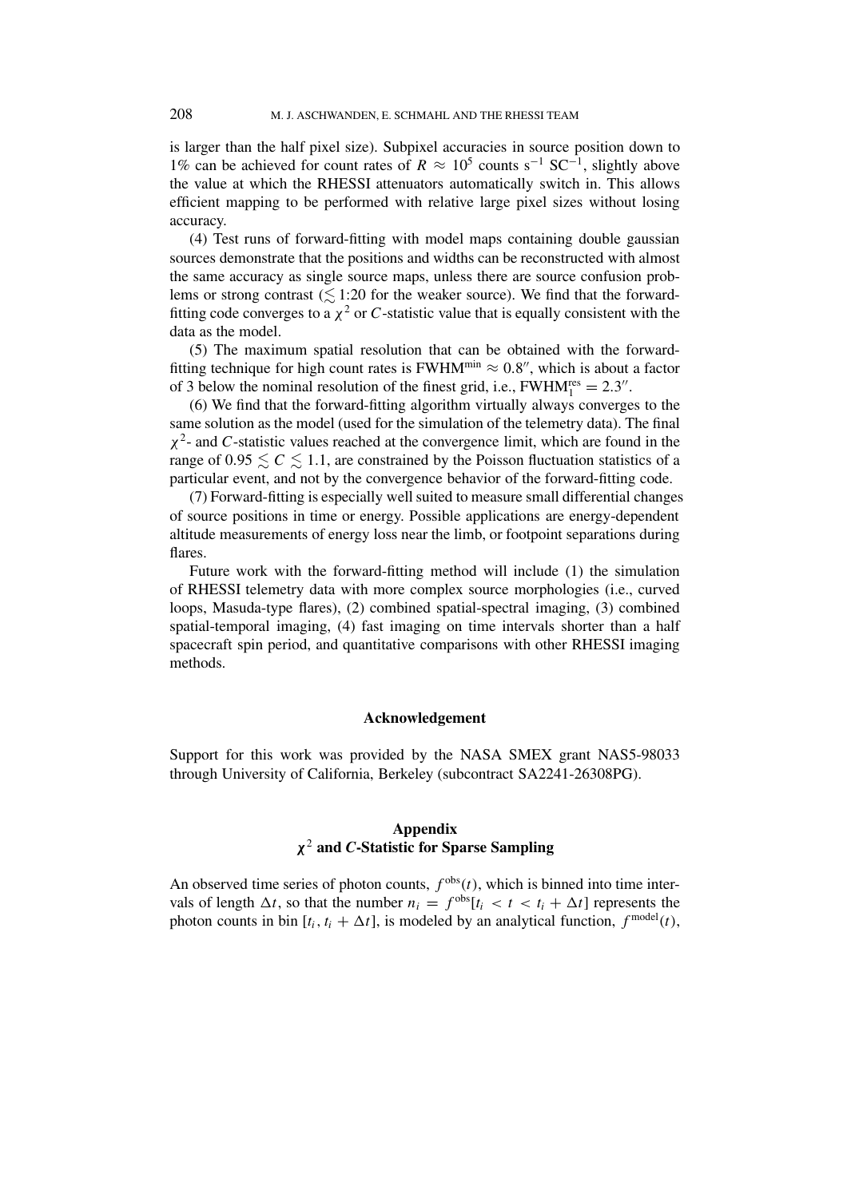is larger than the half pixel size). Subpixel accuracies in source position down to 1% can be achieved for count rates of $R \approx 10^5$ counts s$^{-1}$ SC$^{-1}$, slightly above the value at which the RHESSI attenuators automatically switch in. This allows efficient mapping to be performed with relative large pixel sizes without losing accuracy.

(4) Test runs of forward-fitting with model maps containing double gaussian sources demonstrate that the positions and widths can be reconstructed with almost the same accuracy as single source maps, unless there are source confusion problems or strong contrast ($\lesssim$ 1:20 for the weaker source). We find that the forward-fitting code converges to a $\chi^2$ or $C$-statistic value that is equally consistent with the data as the model.

(5) The maximum spatial resolution that can be obtained with the forward-fitting technique for high count rates is $\text{FWHM}^{\text{min}} \approx 0.8''$, which is about a factor of 3 below the nominal resolution of the finest grid, i.e., $\text{FWHM}_1^{\text{res}} = 2.3''$.

(6) We find that the forward-fitting algorithm virtually always converges to the same solution as the model (used for the simulation of the telemetry data). The final $\chi^2$- and $C$-statistic values reached at the convergence limit, which are found in the range of $0.95 \lesssim C \lesssim 1.1$, are constrained by the Poisson fluctuation statistics of a particular event, and not by the convergence behavior of the forward-fitting code.

(7) Forward-fitting is especially well suited to measure small differential changes of source positions in time or energy. Possible applications are energy-dependent altitude measurements of energy loss near the limb, or footpoint separations during flares.

Future work with the forward-fitting method will include (1) the simulation of RHESSI telemetry data with more complex source morphologies (i.e., curved loops, Masuda-type flares), (2) combined spatial-spectral imaging, (3) combined spatial-temporal imaging, (4) fast imaging on time intervals shorter than a half spacecraft spin period, and quantitative comparisons with other RHESSI imaging methods.

## Acknowledgement

Support for this work was provided by the NASA SMEX grant NAS5-98033 through University of California, Berkeley (subcontract SA2241-26308PG).

## Appendix
## $\chi^2$ and $C$-Statistic for Sparse Sampling

An observed time series of photon counts, $f^{\text{obs}}(t)$, which is binned into time intervals of length $\Delta t$, so that the number $n_i = f^{\text{obs}}[t_i < t < t_i + \Delta t]$ represents the photon counts in bin $[t_i, t_i + \Delta t]$, is modeled by an analytical function, $f^{\text{model}}(t)$,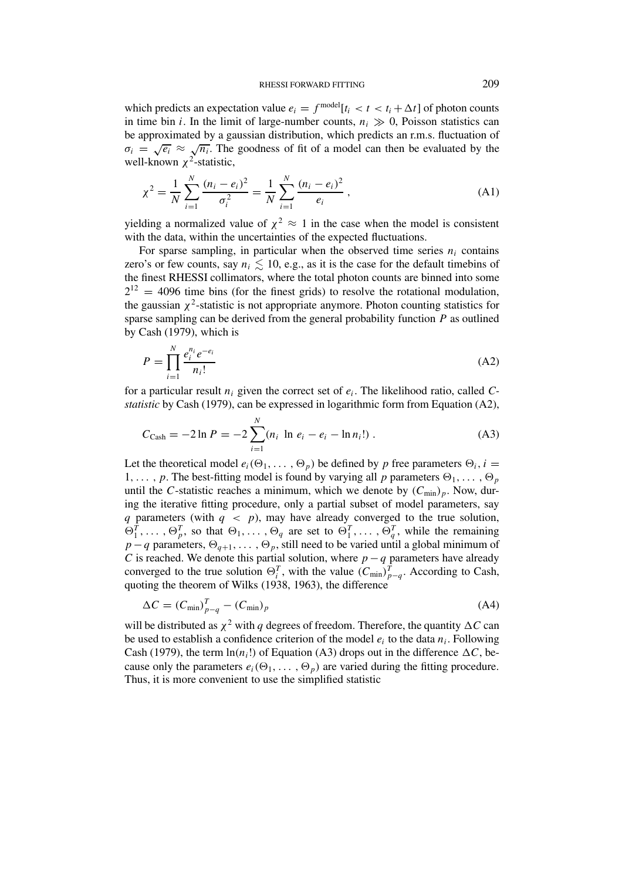which predicts an expectation value $e_i = f^{\text{model}}[t_i < t < t_i + \Delta t]$ of photon counts in time bin $i$. In the limit of large-number counts, $n_i \gg 0$, Poisson statistics can be approximated by a gaussian distribution, which predicts an r.m.s. fluctuation of $\sigma_i = \sqrt{e_i} \approx \sqrt{n_i}$. The goodness of fit of a model can then be evaluated by the well-known $\chi^2$-statistic,

$$\chi^2 = \frac{1}{N} \sum_{i=1}^{N} \frac{(n_i - e_i)^2}{\sigma_i^2} = \frac{1}{N} \sum_{i=1}^{N} \frac{(n_i - e_i)^2}{e_i} , \tag{A1}$$

yielding a normalized value of $\chi^2 \approx 1$ in the case when the model is consistent with the data, within the uncertainties of the expected fluctuations.

For sparse sampling, in particular when the observed time series $n_i$ contains zero's or few counts, say $n_i \lesssim 10$, e.g., as it is the case for the default timebins of the finest RHESSI collimators, where the total photon counts are binned into some $2^{12} = 4096$ time bins (for the finest grids) to resolve the rotational modulation, the gaussian $\chi^2$-statistic is not appropriate anymore. Photon counting statistics for sparse sampling can be derived from the general probability function $P$ as outlined by Cash (1979), which is

$$P = \prod_{i=1}^{N} \frac{e_i^{n_i} e^{-e_i}}{n_i!} \tag{A2}$$

for a particular result $n_i$ given the correct set of $e_i$. The likelihood ratio, called *C-statistic* by Cash (1979), can be expressed in logarithmic form from Equation (A2),

$$C_{\text{Cash}} = -2 \ln P = -2 \sum_{i=1}^{N} (n_i \, \ln e_i - e_i - \ln n_i!) \; . \tag{A3}$$

Let the theoretical model $e_i(\Theta_1, \ldots, \Theta_p)$ be defined by $p$ free parameters $\Theta_i$, $i = 1, \ldots, p$. The best-fitting model is found by varying all $p$ parameters $\Theta_1, \ldots, \Theta_p$ until the $C$-statistic reaches a minimum, which we denote by $(C_{\min})_p$. Now, during the iterative fitting procedure, only a partial subset of model parameters, say $q$ parameters (with $q < p$), may have already converged to the true solution, $\Theta_1^T, \ldots, \Theta_p^T$, so that $\Theta_1, \ldots, \Theta_q$ are set to $\Theta_1^T, \ldots, \Theta_q^T$, while the remaining $p - q$ parameters, $\Theta_{q+1}, \ldots, \Theta_p$, still need to be varied until a global minimum of $C$ is reached. We denote this partial solution, where $p - q$ parameters have already converged to the true solution $\Theta_i^T$, with the value $(C_{\min})_{p-q}^T$. According to Cash, quoting the theorem of Wilks (1938, 1963), the difference

$$\Delta C = (C_{\min})_{p-q}^T - (C_{\min})_p \tag{A4}$$

will be distributed as $\chi^2$ with $q$ degrees of freedom. Therefore, the quantity $\Delta C$ can be used to establish a confidence criterion of the model $e_i$ to the data $n_i$. Following Cash (1979), the term $\ln(n_i!)$ of Equation (A3) drops out in the difference $\Delta C$, because only the parameters $e_i(\Theta_1, \ldots, \Theta_p)$ are varied during the fitting procedure. Thus, it is more convenient to use the simplified statistic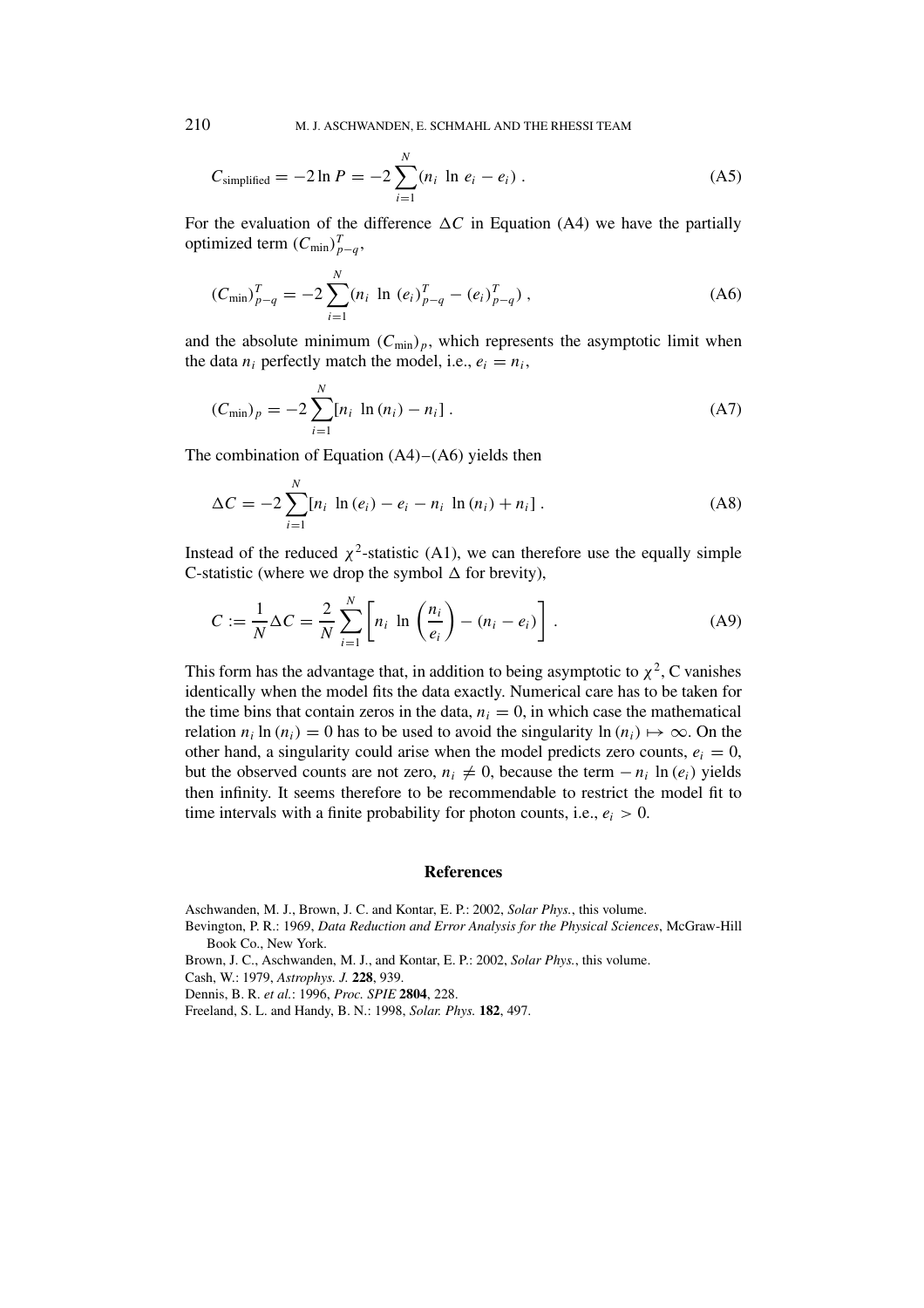$$C_{\text{simplified}} = -2 \ln P = -2 \sum_{i=1}^{N} (n_i \ \ln \ e_i - e_i) \ . \tag{A5}$$

For the evaluation of the difference $\Delta C$ in Equation (A4) we have the partially optimized term $(C_{\min})_{p-q}^T$,

$$(C_{\min})_{p-q}^T = -2 \sum_{i=1}^{N} (n_i \ \ln \ (e_i)_{p-q}^T - (e_i)_{p-q}^T) \ , \tag{A6}$$

and the absolute minimum $(C_{\min})_p$, which represents the asymptotic limit when the data $n_i$ perfectly match the model, i.e., $e_i = n_i$,

$$(C_{\min})_p = -2 \sum_{i=1}^{N} [n_i \ \ln (n_i) - n_i] \ . \tag{A7}$$

The combination of Equation (A4)–(A6) yields then

$$\Delta C = -2 \sum_{i=1}^{N} [n_i \ \ln (e_i) - e_i - n_i \ \ln (n_i) + n_i] \ . \tag{A8}$$

Instead of the reduced $\chi^2$-statistic (A1), we can therefore use the equally simple C-statistic (where we drop the symbol $\Delta$ for brevity),

$$C := \frac{1}{N} \Delta C = \frac{2}{N} \sum_{i=1}^{N} \left[ n_i \ \ln \left( \frac{n_i}{e_i} \right) - (n_i - e_i) \right] \ . \tag{A9}$$

This form has the advantage that, in addition to being asymptotic to $\chi^2$, C vanishes identically when the model fits the data exactly. Numerical care has to be taken for the time bins that contain zeros in the data, $n_i = 0$, in which case the mathematical relation $n_i \ln (n_i) = 0$ has to be used to avoid the singularity $\ln (n_i) \mapsto \infty$. On the other hand, a singularity could arise when the model predicts zero counts, $e_i = 0$, but the observed counts are not zero, $n_i \neq 0$, because the term $-n_i \ \ln (e_i)$ yields then infinity. It seems therefore to be recommendable to restrict the model fit to time intervals with a finite probability for photon counts, i.e., $e_i > 0$.

## References

Aschwanden, M. J., Brown, J. C. and Kontar, E. P.: 2002, *Solar Phys.*, this volume.

Bevington, P. R.: 1969, *Data Reduction and Error Analysis for the Physical Sciences*, McGraw-Hill Book Co., New York.

Brown, J. C., Aschwanden, M. J., and Kontar, E. P.: 2002, *Solar Phys.*, this volume.

Cash, W.: 1979, *Astrophys. J.* **228**, 939.

Dennis, B. R. *et al.*: 1996, *Proc. SPIE* **2804**, 228.

Freeland, S. L. and Handy, B. N.: 1998, *Solar. Phys.* **182**, 497.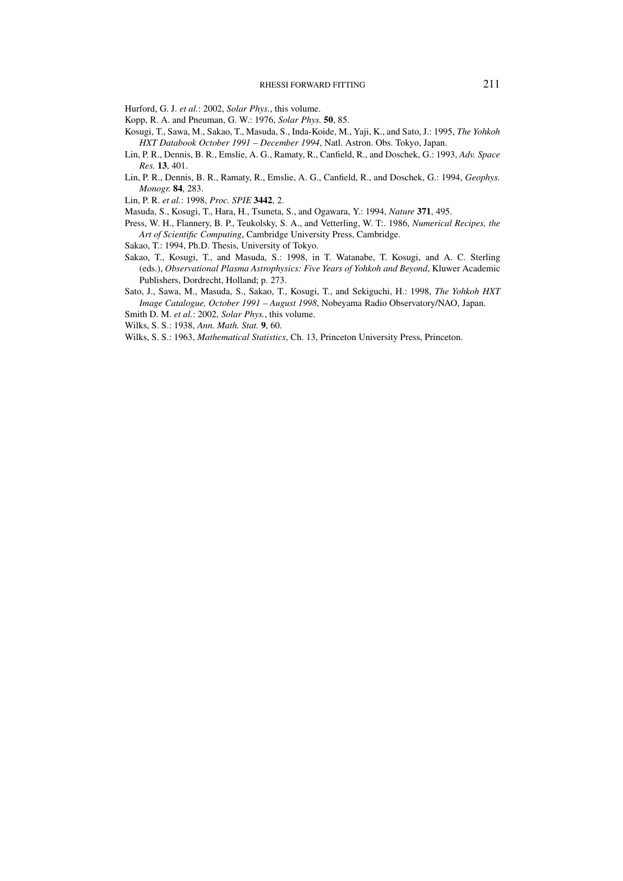Hurford, G. J. *et al.*: 2002, *Solar Phys.*, this volume.

Kopp, R. A. and Pneuman, G. W.: 1976, *Solar Phys.* **50**, 85.

Kosugi, T., Sawa, M., Sakao, T., Masuda, S., Inda-Koide, M., Yaji, K., and Sato, J.: 1995, *The Yohkoh HXT Databook October 1991 – December 1994*, Natl. Astron. Obs. Tokyo, Japan.

Lin, P. R., Dennis, B. R., Emslie, A. G., Ramaty, R., Canfield, R., and Doschek, G.: 1993, *Adv. Space Res.* **13**, 401.

Lin, P. R., Dennis, B. R., Ramaty, R., Emslie, A. G., Canfield, R., and Doschek, G.: 1994, *Geophys. Monogr.* **84**, 283.

Lin, P. R. *et al.*: 1998, *Proc. SPIE* **3442**, 2.

Masuda, S., Kosugi, T., Hara, H., Tsuneta, S., and Ogawara, Y.: 1994, *Nature* **371**, 495.

Press, W. H., Flannery, B. P., Teukolsky, S. A., and Vetterling, W. T:. 1986, *Numerical Recipes, the Art of Scientific Computing*, Cambridge University Press, Cambridge.

Sakao, T.: 1994, Ph.D. Thesis, University of Tokyo.

Sakao, T., Kosugi, T., and Masuda, S.: 1998, in T. Watanabe, T. Kosugi, and A. C. Sterling (eds.), *Observational Plasma Astrophysics: Five Years of Yohkoh and Beyond*, Kluwer Academic Publishers, Dordrecht, Holland; p. 273.

Sato, J., Sawa, M., Masuda, S., Sakao, T., Kosugi, T., and Sekiguchi, H.: 1998, *The Yohkoh HXT Image Catalogue, October 1991 – August 1998*, Nobeyama Radio Observatory/NAO, Japan.

Smith D. M. *et al.*: 2002, *Solar Phys.*, this volume.

Wilks, S. S.: 1938, *Ann. Math. Stat.* **9**, 60.

Wilks, S. S.: 1963, *Mathematical Statistics*, Ch. 13, Princeton University Press, Princeton.